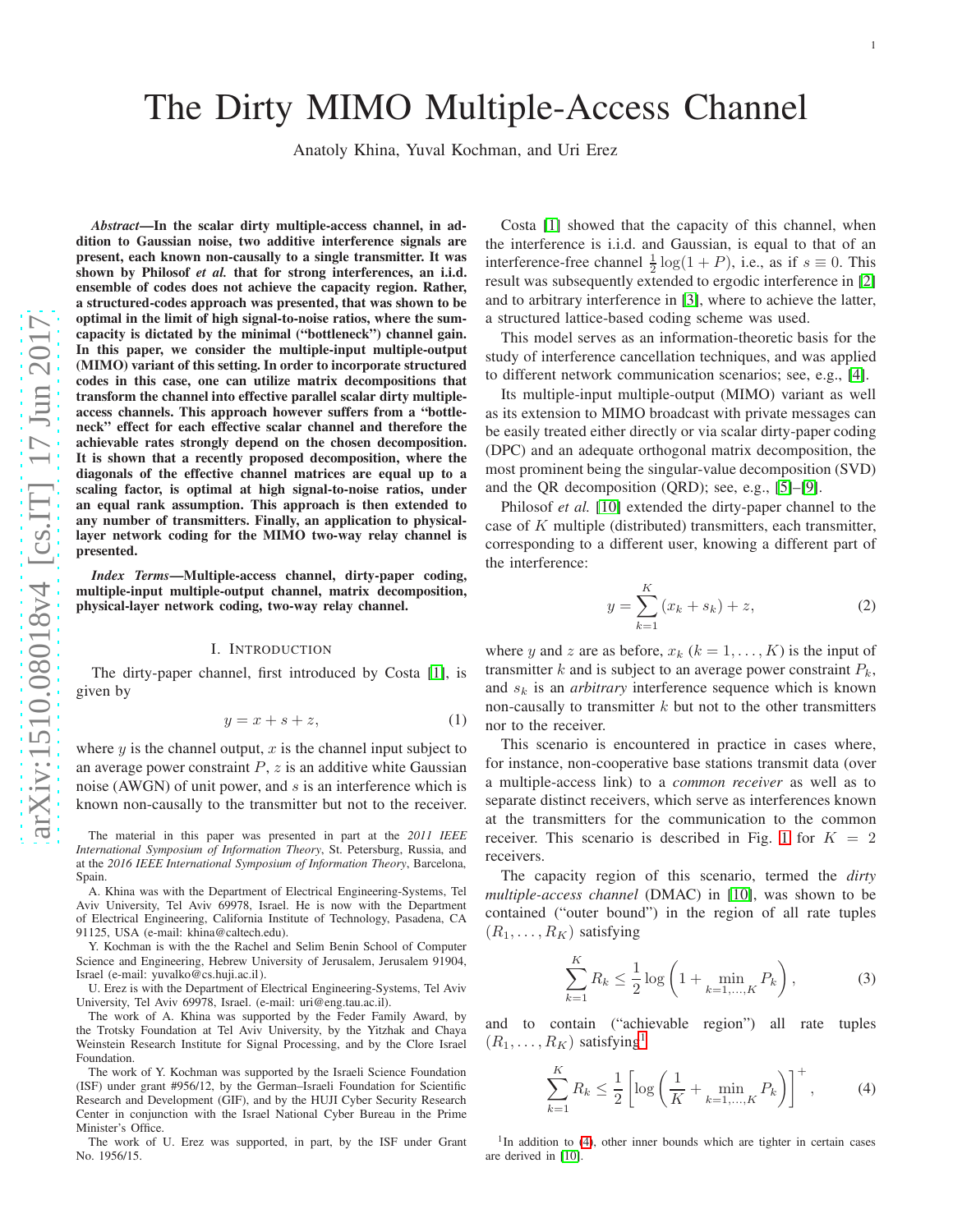# The Dirty MIMO Multiple-Access Channel

Anatoly Khina, Yuval Kochman, and Uri Erez

***Abstract*—In the scalar dirty multiple-access channel, in addition to Gaussian noise, two additive interference signals are present, each known non-causally to a single transmitter. It was shown by Philosof *et al.* that for strong interferences, an i.i.d. ensemble of codes does not achieve the capacity region. Rather, a structured-codes approach was presented, that was shown to be optimal in the limit of high signal-to-noise ratios, where the sum-capacity is dictated by the minimal ("bottleneck") channel gain. In this paper, we consider the multiple-input multiple-output (MIMO) variant of this setting. In order to incorporate structured codes in this case, one can utilize matrix decompositions that transform the channel into effective parallel scalar dirty multiple-access channels. This approach however suffers from a "bottleneck" effect for each effective scalar channel and therefore the achievable rates strongly depend on the chosen decomposition. It is shown that a recently proposed decomposition, where the diagonals of the effective channel matrices are equal up to a scaling factor, is optimal at high signal-to-noise ratios, under an equal rank assumption. This approach is then extended to any number of transmitters. Finally, an application to physical-layer network coding for the MIMO two-way relay channel is presented.**

***Index Terms*—Multiple-access channel, dirty-paper coding, multiple-input multiple-output channel, matrix decomposition, physical-layer network coding, two-way relay channel.**

## I. Introduction

The dirty-paper channel, first introduced by Costa [1], is given by

$$y = x + s + z, \tag{1}$$

where $y$ is the channel output, $x$ is the channel input subject to an average power constraint $P$, $z$ is an additive white Gaussian noise (AWGN) of unit power, and $s$ is an interference which is known non-causally to the transmitter but not to the receiver.

Costa [1] showed that the capacity of this channel, when the interference is i.i.d. and Gaussian, is equal to that of an interference-free channel $\frac{1}{2}\log(1+P)$, i.e., as if $s \equiv 0$. This result was subsequently extended to ergodic interference in [2] and to arbitrary interference in [3], where to achieve the latter, a structured lattice-based coding scheme was used.

This model serves as an information-theoretic basis for the study of interference cancellation techniques, and was applied to different network communication scenarios; see, e.g., [4].

Its multiple-input multiple-output (MIMO) variant as well as its extension to MIMO broadcast with private messages can be easily treated either directly or via scalar dirty-paper coding (DPC) and an adequate orthogonal matrix decomposition, the most prominent being the singular-value decomposition (SVD) and the QR decomposition (QRD); see, e.g., [5]–[9].

Philosof *et al.* [10] extended the dirty-paper channel to the case of $K$ multiple (distributed) transmitters, each transmitter, corresponding to a different user, knowing a different part of the interference:

$$y = \sum_{k=1}^{K} (x_k + s_k) + z, \tag{2}$$

where $y$ and $z$ are as before, $x_k$ ($k = 1, \ldots, K$) is the input of transmitter $k$ and is subject to an average power constraint $P_k$, and $s_k$ is an *arbitrary* interference sequence which is known non-causally to transmitter $k$ but not to the other transmitters nor to the receiver.

This scenario is encountered in practice in cases where, for instance, non-cooperative base stations transmit data (over a multiple-access link) to a *common receiver* as well as to separate distinct receivers, which serve as interferences known at the transmitters for the communication to the common receiver. This scenario is described in Fig. 1 for $K = 2$ receivers.

The capacity region of this scenario, termed the *dirty multiple-access channel* (DMAC) in [10], was shown to be contained ("outer bound") in the region of all rate tuples $(R_1, \ldots, R_K)$ satisfying

$$\sum_{k=1}^{K} R_k \leq \frac{1}{2}\log\left(1 + \min_{k=1,\ldots,K} P_k\right), \tag{3}$$

and to contain ("achievable region") all rate tuples $(R_1, \ldots, R_K)$ satisfying[1]

$$\sum_{k=1}^{K} R_k \leq \frac{1}{2}\left[\log\left(\frac{1}{K} + \min_{k=1,\ldots,K} P_k\right)\right]^+, \tag{4}$$

[1] In addition to (4), other inner bounds which are tighter in certain cases are derived in [10].

The material in this paper was presented in part at the *2011 IEEE International Symposium on Information Theory*, St. Petersburg, Russia, and at the *2016 IEEE International Symposium on Information Theory*, Barcelona, Spain.

A. Khina was with the Department of Electrical Engineering-Systems, Tel Aviv University, Tel Aviv 69978, Israel. He is now with the Department of Electrical Engineering, California Institute of Technology, Pasadena, CA 91125, USA (e-mail: khina@caltech.edu).

Y. Kochman is with the the Rachel and Selim Benin School of Computer Science and Engineering, Hebrew University of Jerusalem, Jerusalem 91904, Israel (e-mail: yuvalko@cs.huji.ac.il).

U. Erez is with the Department of Electrical Engineering-Systems, Tel Aviv University, Tel Aviv 69978, Israel. (e-mail: uri@eng.tau.ac.il).

The work of A. Khina was supported by the Feder Family Award, by the Trotsky Foundation at Tel Aviv University, by the Yitzhak and Chaya Weinstein Research Institute for Signal Processing, and by the Clore Israel Foundation.

The work of Y. Kochman was supported by the Israeli Science Foundation (ISF) under grant #956/12, by the German–Israeli Foundation for Scientific Research and Development (GIF), and by the HUJI Cyber Security Research Center in conjunction with the Israel National Cyber Bureau in the Prime Minister's Office.

The work of U. Erez was supported, in part, by the ISF under Grant No. 1956/15.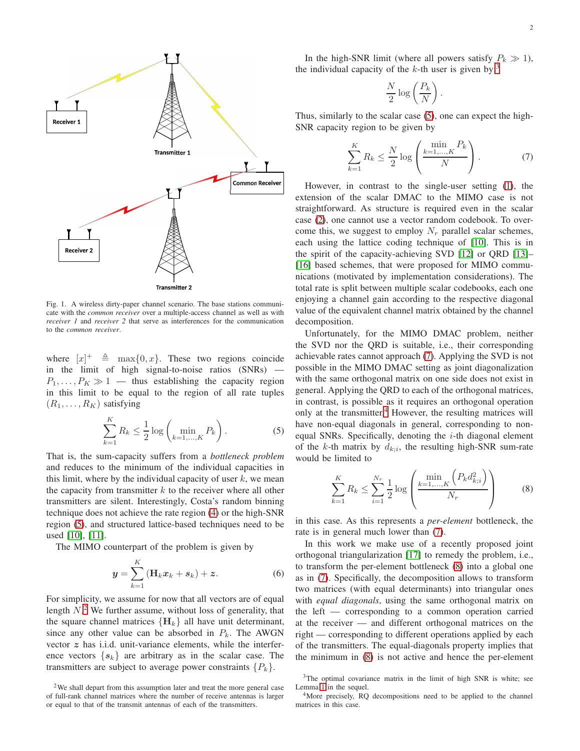Fig. 1. A wireless dirty-paper channel scenario. The base stations communicate with the *common receiver* over a multiple-access channel as well as with *receiver 1* and *receiver 2* that serve as interferences for the communication to the *common receiver*.

where $[x]^+ \triangleq \max\{0, x\}$. These two regions coincide in the limit of high signal-to-noise ratios (SNRs) — $P_1, \ldots, P_K \gg 1$ — thus establishing the capacity region in this limit to be equal to the region of all rate tuples $(R_1, \ldots, R_K)$ satisfying

$$\sum_{k=1}^{K} R_k \leq \frac{1}{2} \log \left( \min_{k=1,\ldots,K} P_k \right). \tag{5}$$

That is, the sum-capacity suffers from a *bottleneck problem* and reduces to the minimum of the individual capacities in this limit, where by the individual capacity of user $k$, we mean the capacity from transmitter $k$ to the receiver where all other transmitters are silent. Interestingly, Costa's random binning technique does not achieve the rate region (4) or the high-SNR region (5), and structured lattice-based techniques need to be used [10], [11].

The MIMO counterpart of the problem is given by

$$\boldsymbol{y} = \sum_{k=1}^{K} \left( \mathbf{H}_k \boldsymbol{x}_k + \boldsymbol{s}_k \right) + \boldsymbol{z}. \tag{6}$$

For simplicity, we assume for now that all vectors are of equal length $N$.[2] We further assume, without loss of generality, that the square channel matrices $\{\mathbf{H}_k\}$ all have unit determinant, since any other value can be absorbed in $P_k$. The AWGN vector $\boldsymbol{z}$ has i.i.d. unit-variance elements, while the interference vectors $\{\boldsymbol{s}_k\}$ are arbitrary as in the scalar case. The transmitters are subject to average power constraints $\{P_k\}$.

In the high-SNR limit (where all powers satisfy $P_k \gg 1$), the individual capacity of the $k$-th user is given by[3]

$$\frac{N}{2} \log \left( \frac{P_k}{N} \right).$$

Thus, similarly to the scalar case (5), one can expect the high-SNR capacity region to be given by

$$\sum_{k=1}^{K} R_k \leq \frac{N}{2} \log \left( \frac{\min\limits_{k=1,\ldots,K} P_k}{N} \right). \tag{7}$$

However, in contrast to the single-user setting (1), the extension of the scalar DMAC to the MIMO case is not straightforward. As structure is required even in the scalar case (2), one cannot use a vector random codebook. To overcome this, we suggest to employ $N_r$ parallel scalar schemes, each using the lattice coding technique of [10]. This is in the spirit of the capacity-achieving SVD [12] or QRD [13]–[16] based schemes, that were proposed for MIMO communications (motivated by implementation considerations). The total rate is split between multiple scalar codebooks, each one enjoying a channel gain according to the respective diagonal value of the equivalent channel matrix obtained by the channel decomposition.

Unfortunately, for the MIMO DMAC problem, neither the SVD nor the QRD is suitable, i.e., their corresponding achievable rates cannot approach (7). Applying the SVD is not possible in the MIMO DMAC setting as joint diagonalization with the same orthogonal matrix on one side does not exist in general. Applying the QRD to each of the orthogonal matrices, in contrast, is possible as it requires an orthogonal operation only at the transmitter.[4] However, the resulting matrices will have non-equal diagonals in general, corresponding to non-equal SNRs. Specifically, denoting the $i$-th diagonal element of the $k$-th matrix by $d_{k;i}$, the resulting high-SNR sum-rate would be limited to

$$\sum_{k=1}^{K} R_k \leq \sum_{i=1}^{N_r} \frac{1}{2} \log \left( \frac{\min\limits_{k=1,\ldots,K} \left( P_k d_{k;i}^2 \right)}{N_r} \right) \tag{8}$$

in this case. As this represents a *per-element* bottleneck, the rate is in general much lower than (7).

In this work we make use of a recently proposed joint orthogonal triangularization [17] to remedy the problem, i.e., to transform the per-element bottleneck (8) into a global one as in (7). Specifically, the decomposition allows to transform two matrices (with equal determinants) into triangular ones with *equal diagonals*, using the same orthogonal matrix on the left — corresponding to a common operation carried at the receiver — and different orthogonal matrices on the right — corresponding to different operations applied by each of the transmitters. The equal-diagonals property implies that the minimum in (8) is not active and hence the per-element

[2] We shall depart from this assumption later and treat the more general case of full-rank channel matrices where the number of receive antennas is larger or equal to that of the transmit antennas of each of the transmitters.

[3] The optimal covariance matrix in the limit of high SNR is white; see Lemma 1 in the sequel.

[4] More precisely, RQ decompositions need to be applied to the channel matrices in this case.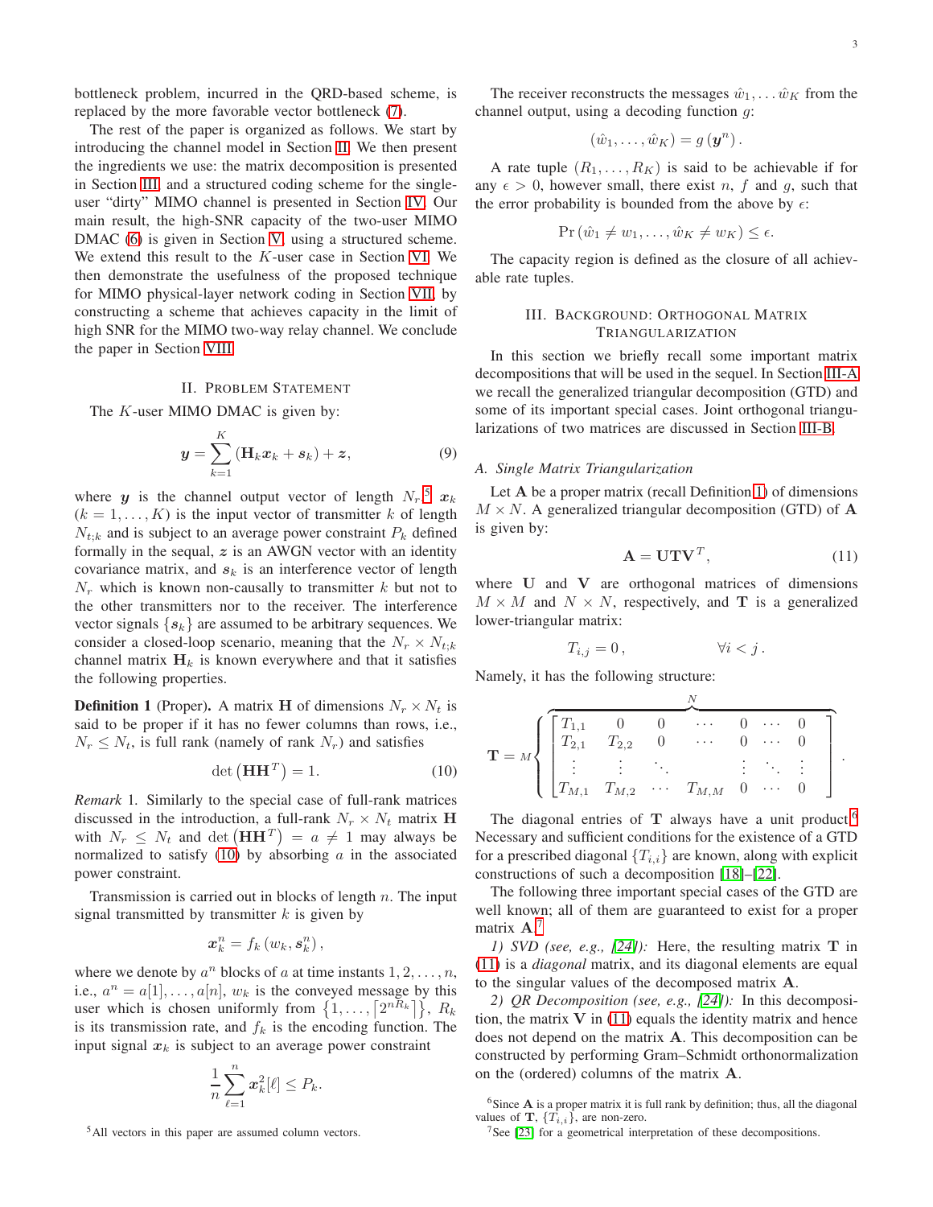bottleneck problem, incurred in the QRD-based scheme, is replaced by the more favorable vector bottleneck (7).

The rest of the paper is organized as follows. We start by introducing the channel model in Section II. We then present the ingredients we use: the matrix decomposition is presented in Section III, and a structured coding scheme for the single-user "dirty" MIMO channel is presented in Section IV. Our main result, the high-SNR capacity of the two-user MIMO DMAC (6) is given in Section V, using a structured scheme. We extend this result to the $K$-user case in Section VI. We then demonstrate the usefulness of the proposed technique for MIMO physical-layer network coding in Section VII, by constructing a scheme that achieves capacity in the limit of high SNR for the MIMO two-way relay channel. We conclude the paper in Section VIII.

## II. Problem Statement

The $K$-user MIMO DMAC is given by:

$$\boldsymbol{y} = \sum_{k=1}^{K} \left( \mathbf{H}_k \boldsymbol{x}_k + \boldsymbol{s}_k \right) + \boldsymbol{z}, \tag{9}$$

where $\boldsymbol{y}$ is the channel output vector of length $N_r$,[5] $\boldsymbol{x}_k$ ($k = 1, \ldots, K$) is the input vector of transmitter $k$ of length $N_{t;k}$ and is subject to an average power constraint $P_k$ defined formally in the sequal, $\boldsymbol{z}$ is an AWGN vector with an identity covariance matrix, and $\boldsymbol{s}_k$ is an interference vector of length $N_r$ which is known non-causally to transmitter $k$ but not to the other transmitters nor to the receiver. The interference vector signals $\{\boldsymbol{s}_k\}$ are assumed to be arbitrary sequences. We consider a closed-loop scenario, meaning that the $N_r \times N_{t;k}$ channel matrix $\mathbf{H}_k$ is known everywhere and that it satisfies the following properties.

**Definition 1** (Proper)**.** A matrix $\mathbf{H}$ of dimensions $N_r \times N_t$ is said to be proper if it has no fewer columns than rows, i.e., $N_r \leq N_t$, is full rank (namely of rank $N_r$) and satisfies

$$\det\left(\mathbf{H}\mathbf{H}^T\right) = 1. \tag{10}$$

*Remark* 1. Similarly to the special case of full-rank matrices discussed in the introduction, a full-rank $N_r \times N_t$ matrix $\mathbf{H}$ with $N_r \leq N_t$ and $\det\left(\mathbf{H}\mathbf{H}^T\right) = a \neq 1$ may be normalized to satisfy (10) by absorbing $a$ in the associated power constraint.

Transmission is carried out in blocks of length $n$. The input signal transmitted by transmitter $k$ is given by

$$\boldsymbol{x}_k^n = f_k\left(w_k, \boldsymbol{s}_k^n\right),$$

where we denote by $a^n$ blocks of $a$ at time instants $1, 2, \ldots, n$, i.e., $a^n = a[1], \ldots, a[n]$, $w_k$ is the conveyed message by this user which is chosen uniformly from $\left\{1, \ldots, \left\lceil 2^{nR_k} \right\rceil\right\}$, $R_k$ is its transmission rate, and $f_k$ is the encoding function. The input signal $\boldsymbol{x}_k$ is subject to an average power constraint

$$\frac{1}{n}\sum_{\ell=1}^{n} \boldsymbol{x}_k^2[\ell] \leq P_k.$$

The receiver reconstructs the messages $\hat{w}_1, \ldots \hat{w}_K$ from the channel output, using a decoding function $g$:

$$\left(\hat{w}_1, \ldots, \hat{w}_K\right) = g\left(\boldsymbol{y}^n\right).$$

A rate tuple $(R_1, \ldots, R_K)$ is said to be achievable if for any $\epsilon > 0$, however small, there exist $n$, $f$ and $g$, such that the error probability is bounded from the above by $\epsilon$:

$$\Pr\left(\hat{w}_1 \neq w_1, \ldots, \hat{w}_K \neq w_K\right) \leq \epsilon.$$

The capacity region is defined as the closure of all achievable rate tuples.

## III. Background: Orthogonal Matrix Triangularization

In this section we briefly recall some important matrix decompositions that will be used in the sequel. In Section III-A we recall the generalized triangular decomposition (GTD) and some of its important special cases. Joint orthogonal triangularizations of two matrices are discussed in Section III-B.

### A. Single Matrix Triangularization

Let $\mathbf{A}$ be a proper matrix (recall Definition 1) of dimensions $M \times N$. A generalized triangular decomposition (GTD) of $\mathbf{A}$ is given by:

$$\mathbf{A} = \mathbf{U}\mathbf{T}\mathbf{V}^T, \tag{11}$$

where $\mathbf{U}$ and $\mathbf{V}$ are orthogonal matrices of dimensions $M \times M$ and $N \times N$, respectively, and $\mathbf{T}$ is a generalized lower-triangular matrix:

$$T_{i,j} = 0\,, \qquad \forall i < j\,.$$

Namely, it has the following structure:

$$\mathbf{T} = M\left\{ \overbrace{\begin{bmatrix} T_{1,1} & 0 & 0 & \cdots & 0 & \cdots & 0 \\ T_{2,1} & T_{2,2} & 0 & \cdots & 0 & \cdots & 0 \\ \vdots & \vdots & \ddots & & \vdots & \ddots & \vdots \\ T_{M,1} & T_{M,2} & \cdots & T_{M,M} & 0 & \cdots & 0 \end{bmatrix}}^{N} \right. .$$

The diagonal entries of $\mathbf{T}$ always have a unit product.[6] Necessary and sufficient conditions for the existence of a GTD for a prescribed diagonal $\{T_{i,i}\}$ are known, along with explicit constructions of such a decomposition [18]–[22].

The following three important special cases of the GTD are well known; all of them are guaranteed to exist for a proper matrix $\mathbf{A}$.[7]

*1) SVD (see, e.g., [24]):* Here, the resulting matrix $\mathbf{T}$ in (11) is a *diagonal* matrix, and its diagonal elements are equal to the singular values of the decomposed matrix $\mathbf{A}$.

*2) QR Decomposition (see, e.g., [24]):* In this decomposition, the matrix $\mathbf{V}$ in (11) equals the identity matrix and hence does not depend on the matrix $\mathbf{A}$. This decomposition can be constructed by performing Gram–Schmidt orthonormalization on the (ordered) columns of the matrix $\mathbf{A}$.

---

[5] All vectors in this paper are assumed column vectors.

[6] Since $\mathbf{A}$ is a proper matrix it is full rank by definition; thus, all the diagonal values of $\mathbf{T}$, $\{T_{i,i}\}$, are non-zero.

[7] See [23] for a geometrical interpretation of these decompositions.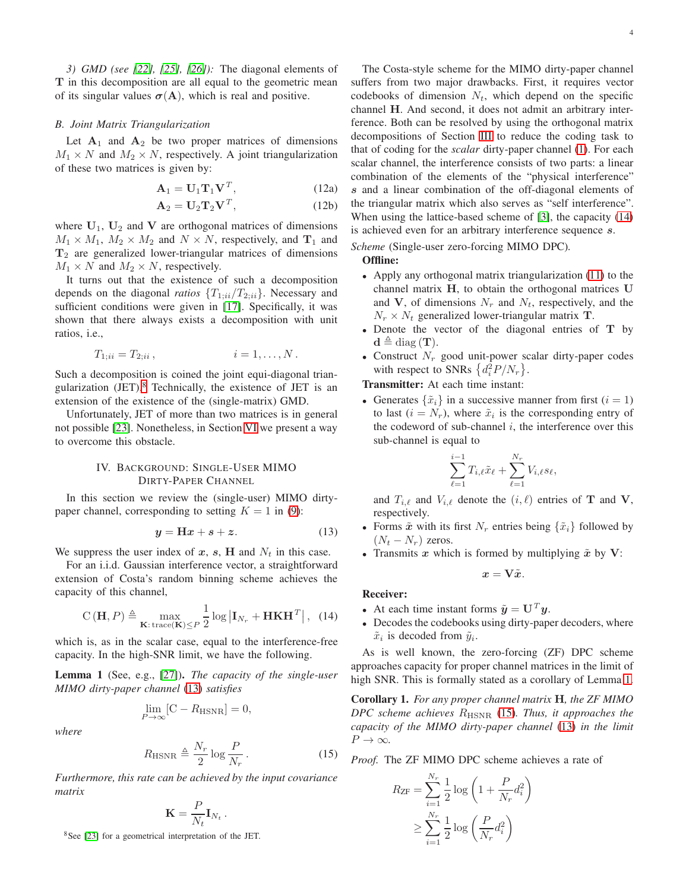*3) GMD (see [22], [25], [26]):* The diagonal elements of $\mathbf{T}$ in this decomposition are all equal to the geometric mean of its singular values $\boldsymbol{\sigma}(\mathbf{A})$, which is real and positive.

### B. Joint Matrix Triangularization

Let $\mathbf{A}_1$ and $\mathbf{A}_2$ be two proper matrices of dimensions $M_1 \times N$ and $M_2 \times N$, respectively. A joint triangularization of these two matrices is given by:

$$\mathbf{A}_1 = \mathbf{U}_1 \mathbf{T}_1 \mathbf{V}^T, \tag{12a}$$

$$\mathbf{A}_2 = \mathbf{U}_2 \mathbf{T}_2 \mathbf{V}^T, \tag{12b}$$

where $\mathbf{U}_1$, $\mathbf{U}_2$ and $\mathbf{V}$ are orthogonal matrices of dimensions $M_1 \times M_1$, $M_2 \times M_2$ and $N \times N$, respectively, and $\mathbf{T}_1$ and $\mathbf{T}_2$ are generalized lower-triangular matrices of dimensions $M_1 \times N$ and $M_2 \times N$, respectively.

It turns out that the existence of such a decomposition depends on the diagonal *ratios* $\{T_{1;ii}/T_{2;ii}\}$. Necessary and sufficient conditions were given in [17]. Specifically, it was shown that there always exists a decomposition with unit ratios, i.e.,

$$T_{1;ii} = T_{2;ii}\,, \qquad\qquad i = 1, \ldots, N\,.$$

Such a decomposition is coined the joint equi-diagonal triangularization (JET).[8] Technically, the existence of JET is an extension of the existence of the (single-matrix) GMD.

Unfortunately, JET of more than two matrices is in general not possible [23]. Nonetheless, in Section VI we present a way to overcome this obstacle.

## IV. Background: Single-User MIMO Dirty-Paper Channel

In this section we review the (single-user) MIMO dirty-paper channel, corresponding to setting $K = 1$ in (9):

$$\boldsymbol{y} = \mathbf{H}\boldsymbol{x} + \boldsymbol{s} + \boldsymbol{z}. \tag{13}$$

We suppress the user index of $\boldsymbol{x}$, $\boldsymbol{s}$, $\mathbf{H}$ and $N_t$ in this case.

For an i.i.d. Gaussian interference vector, a straightforward extension of Costa's random binning scheme achieves the capacity of this channel,

$$\mathrm{C}\left(\mathbf{H}, P\right) \triangleq \max_{\mathbf{K}:\, \mathrm{trace}(\mathbf{K}) \leq P} \frac{1}{2} \log \left| \mathbf{I}_{N_r} + \mathbf{H}\mathbf{K}\mathbf{H}^T \right|, \tag{14}$$

which is, as in the scalar case, equal to the interference-free capacity. In the high-SNR limit, we have the following.

**Lemma 1** (See, e.g., [27]). *The capacity of the single-user MIMO dirty-paper channel (13) satisfies*

$$\lim_{P \to \infty} \left[ \mathrm{C} - R_{\mathrm{HSNR}} \right] = 0,$$

*where*

$$R_{\mathrm{HSNR}} \triangleq \frac{N_r}{2} \log \frac{P}{N_r}\,. \tag{15}$$

*Furthermore, this rate can be achieved by the input covariance matrix*

$$\mathbf{K} = \frac{P}{N_t} \mathbf{I}_{N_t}\,.$$

The Costa-style scheme for the MIMO dirty-paper channel suffers from two major drawbacks. First, it requires vector codebooks of dimension $N_t$, which depend on the specific channel $\mathbf{H}$. And second, it does not admit an arbitrary interference. Both can be resolved by using the orthogonal matrix decompositions of Section III to reduce the coding task to that of coding for the *scalar* dirty-paper channel (1). For each scalar channel, the interference consists of two parts: a linear combination of the elements of the "physical interference" $\boldsymbol{s}$ and a linear combination of the off-diagonal elements of the triangular matrix which also serves as "self interference". When using the lattice-based scheme of [3], the capacity (14) is achieved even for an arbitrary interference sequence $\boldsymbol{s}$.

*Scheme* (Single-user zero-forcing MIMO DPC).

**Offline:**

- Apply any orthogonal matrix triangularization (11) to the channel matrix $\mathbf{H}$, to obtain the orthogonal matrices $\mathbf{U}$ and $\mathbf{V}$, of dimensions $N_r$ and $N_t$, respectively, and the $N_r \times N_t$ generalized lower-triangular matrix $\mathbf{T}$.
- Denote the vector of the diagonal entries of $\mathbf{T}$ by $\mathbf{d} \triangleq \mathrm{diag}\left(\mathbf{T}\right)$.
- Construct $N_r$ good unit-power scalar dirty-paper codes with respect to SNRs $\left\{d_i^2 P/N_r\right\}$.

**Transmitter:** At each time instant:

- Generates $\{\tilde{x}_i\}$ in a successive manner from first ($i = 1$) to last ($i = N_r$), where $\tilde{x}_i$ is the corresponding entry of the codeword of sub-channel $i$, the interference over this sub-channel is equal to

$$\sum_{\ell=1}^{i-1} T_{i,\ell} \tilde{x}_\ell + \sum_{\ell=1}^{N_r} V_{i,\ell} s_\ell,$$

and $T_{i,\ell}$ and $V_{i,\ell}$ denote the $(i, \ell)$ entries of $\mathbf{T}$ and $\mathbf{V}$, respectively.
- Forms $\tilde{\boldsymbol{x}}$ with its first $N_r$ entries being $\{\tilde{x}_i\}$ followed by $(N_t - N_r)$ zeros.
- Transmits $\boldsymbol{x}$ which is formed by multiplying $\tilde{\boldsymbol{x}}$ by $\mathbf{V}$:

$$\boldsymbol{x} = \mathbf{V}\tilde{\boldsymbol{x}}.$$

**Receiver:**

- At each time instant forms $\tilde{\boldsymbol{y}} = \mathbf{U}^T \boldsymbol{y}$.
- Decodes the codebooks using dirty-paper decoders, where $\tilde{x}_i$ is decoded from $\tilde{y}_i$.

As is well known, the zero-forcing (ZF) DPC scheme approaches capacity for proper channel matrices in the limit of high SNR. This is formally stated as a corollary of Lemma 1.

**Corollary 1.** *For any proper channel matrix* $\mathbf{H}$*, the ZF MIMO DPC scheme achieves* $R_{\mathrm{HSNR}}$ *(15). Thus, it approaches the capacity of the MIMO dirty-paper channel (13) in the limit* $P \to \infty$*.*

*Proof.* The ZF MIMO DPC scheme achieves a rate of

$$\begin{aligned} R_{\mathrm{ZF}} &= \sum_{i=1}^{N_r} \frac{1}{2} \log \left( 1 + \frac{P}{N_r} d_i^2 \right) \\ &\geq \sum_{i=1}^{N_r} \frac{1}{2} \log \left( \frac{P}{N_r} d_i^2 \right) \end{aligned}$$

[8] See [23] for a geometrical interpretation of the JET.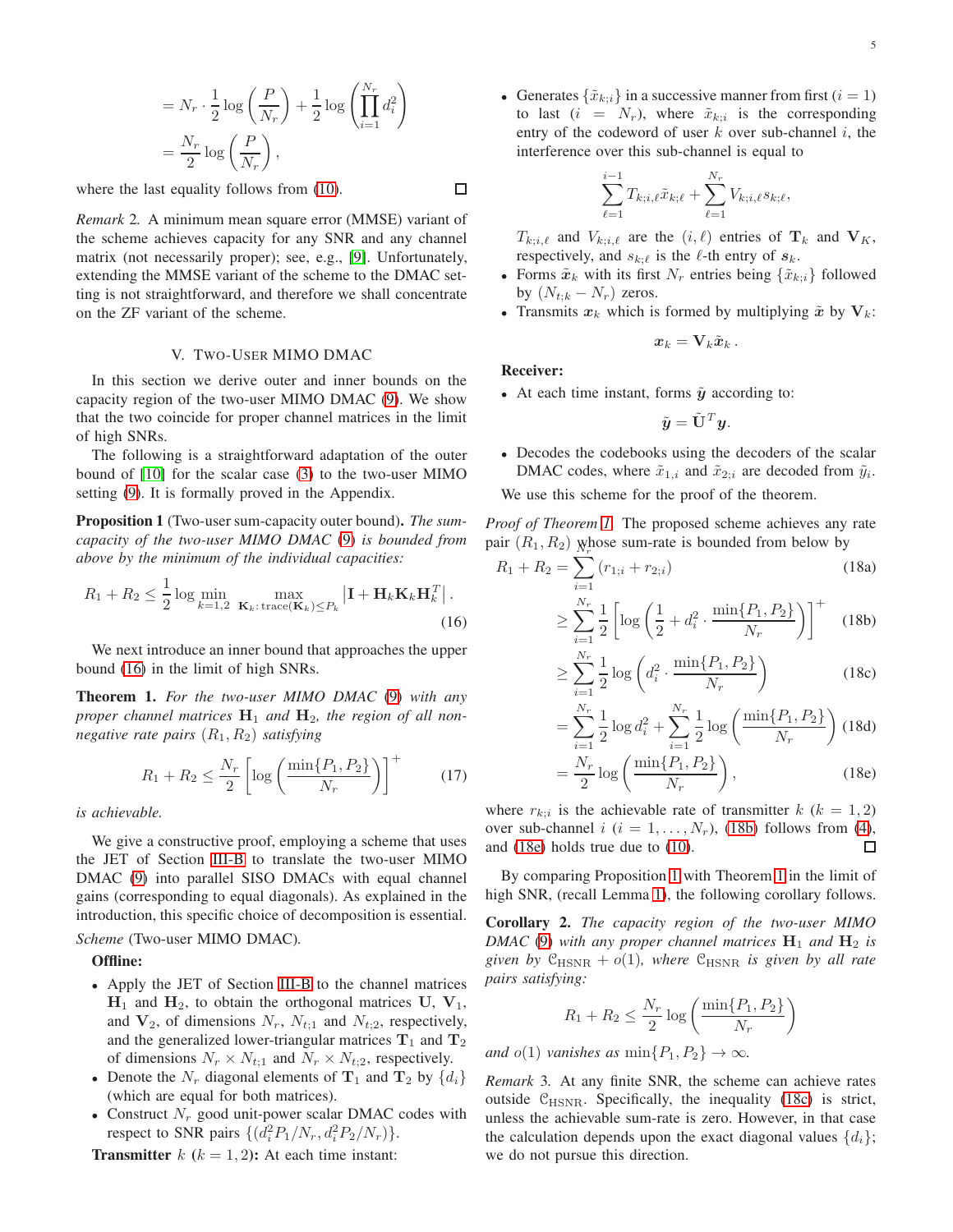$$= N_r \cdot \frac{1}{2} \log \left( \frac{P}{N_r} \right) + \frac{1}{2} \log \left( \prod_{i=1}^{N_r} d_i^2 \right)$$
$$= \frac{N_r}{2} \log \left( \frac{P}{N_r} \right),$$

where the last equality follows from (10). □

*Remark* 2. A minimum mean square error (MMSE) variant of the scheme achieves capacity for any SNR and any channel matrix (not necessarily proper); see, e.g., [9]. Unfortunately, extending the MMSE variant of the scheme to the DMAC setting is not straightforward, and therefore we shall concentrate on the ZF variant of the scheme.

## V. Two-User MIMO DMAC

In this section we derive outer and inner bounds on the capacity region of the two-user MIMO DMAC (9). We show that the two coincide for proper channel matrices in the limit of high SNRs.

The following is a straightforward adaptation of the outer bound of [10] for the scalar case (3) to the two-user MIMO setting (9). It is formally proved in the Appendix.

**Proposition 1** (Two-user sum-capacity outer bound)**.** *The sum-capacity of the two-user MIMO DMAC (9) is bounded from above by the minimum of the individual capacities:*

$$R_1 + R_2 \leq \frac{1}{2} \log \min_{k=1,2} \max_{\mathbf{K}_k \colon \mathrm{trace}(\mathbf{K}_k) \leq P_k} \left| \mathbf{I} + \mathbf{H}_k \mathbf{K}_k \mathbf{H}_k^T \right|. \tag{16}$$

We next introduce an inner bound that approaches the upper bound (16) in the limit of high SNRs.

**Theorem 1.** *For the two-user MIMO DMAC (9) with any proper channel matrices $\mathbf{H}_1$ and $\mathbf{H}_2$, the region of all non-negative rate pairs $(R_1, R_2)$ satisfying*

$$R_1 + R_2 \leq \frac{N_r}{2} \left[ \log \left( \frac{\min\{P_1, P_2\}}{N_r} \right) \right]^+ \tag{17}$$

*is achievable.*

We give a constructive proof, employing a scheme that uses the JET of Section III-B to translate the two-user MIMO DMAC (9) into parallel SISO DMACs with equal channel gains (corresponding to equal diagonals). As explained in the introduction, this specific choice of decomposition is essential.

*Scheme* (Two-user MIMO DMAC).

**Offline:**

- Apply the JET of Section III-B to the channel matrices $\mathbf{H}_1$ and $\mathbf{H}_2$, to obtain the orthogonal matrices $\mathbf{U}$, $\mathbf{V}_1$, and $\mathbf{V}_2$, of dimensions $N_r$, $N_{t;1}$ and $N_{t;2}$, respectively, and the generalized lower-triangular matrices $\mathbf{T}_1$ and $\mathbf{T}_2$ of dimensions $N_r \times N_{t;1}$ and $N_r \times N_{t;2}$, respectively.
- Denote the $N_r$ diagonal elements of $\mathbf{T}_1$ and $\mathbf{T}_2$ by $\{d_i\}$ (which are equal for both matrices).
- Construct $N_r$ good unit-power scalar DMAC codes with respect to SNR pairs $\{(d_i^2 P_1/N_r, d_i^2 P_2/N_r)\}$.

**Transmitter** $k$ ($k = 1, 2$)**:** At each time instant:

- Generates $\{\tilde{x}_{k;i}\}$ in a successive manner from first ($i = 1$) to last ($i = N_r$), where $\tilde{x}_{k;i}$ is the corresponding entry of the codeword of user $k$ over sub-channel $i$, the interference over this sub-channel is equal to
$$\sum_{\ell=1}^{i-1} T_{k;i,\ell} \tilde{x}_{k;\ell} + \sum_{\ell=1}^{N_r} V_{k;i,\ell} s_{k;\ell},$$
$T_{k;i,\ell}$ and $V_{k;i,\ell}$ are the $(i, \ell)$ entries of $\mathbf{T}_k$ and $\mathbf{V}_K$, respectively, and $s_{k;\ell}$ is the $\ell$-th entry of $\boldsymbol{s}_k$.
- Forms $\tilde{\boldsymbol{x}}_k$ with its first $N_r$ entries being $\{\tilde{x}_{k;i}\}$ followed by $(N_{t;k} - N_r)$ zeros.
- Transmits $\boldsymbol{x}_k$ which is formed by multiplying $\tilde{\boldsymbol{x}}$ by $\mathbf{V}_k$:
$$\boldsymbol{x}_k = \mathbf{V}_k \tilde{\boldsymbol{x}}_k .$$

**Receiver:**

- At each time instant, forms $\tilde{\boldsymbol{y}}$ according to:
$$\tilde{\boldsymbol{y}} = \tilde{\mathbf{U}}^T \boldsymbol{y}.$$
- Decodes the codebooks using the decoders of the scalar DMAC codes, where $\tilde{x}_{1,i}$ and $\tilde{x}_{2;i}$ are decoded from $\tilde{y}_i$.

We use this scheme for the proof of the theorem.

*Proof of Theorem 1.* The proposed scheme achieves any rate pair $(R_1, R_2)$ whose sum-rate is bounded from below by

$$R_1 + R_2 = \sum_{i=1}^{N_r} (r_{1;i} + r_{2;i}) \tag{18a}$$
$$\geq \sum_{i=1}^{N_r} \frac{1}{2} \left[ \log \left( \frac{1}{2} + d_i^2 \cdot \frac{\min\{P_1, P_2\}}{N_r} \right) \right]^+ \tag{18b}$$
$$\geq \sum_{i=1}^{N_r} \frac{1}{2} \log \left( d_i^2 \cdot \frac{\min\{P_1, P_2\}}{N_r} \right) \tag{18c}$$
$$= \sum_{i=1}^{N_r} \frac{1}{2} \log d_i^2 + \sum_{i=1}^{N_r} \frac{1}{2} \log \left( \frac{\min\{P_1, P_2\}}{N_r} \right) \tag{18d}$$
$$= \frac{N_r}{2} \log \left( \frac{\min\{P_1, P_2\}}{N_r} \right), \tag{18e}$$

where $r_{k;i}$ is the achievable rate of transmitter $k$ ($k = 1, 2$) over sub-channel $i$ ($i = 1, \ldots, N_r$), (18b) follows from (4), and (18e) holds true due to (10). □

By comparing Proposition 1 with Theorem 1 in the limit of high SNR, (recall Lemma 1), the following corollary follows.

**Corollary 2.** *The capacity region of the two-user MIMO DMAC (9) with any proper channel matrices $\mathbf{H}_1$ and $\mathbf{H}_2$ is given by $\mathcal{C}_{\mathrm{HSNR}} + o(1)$, where $\mathcal{C}_{\mathrm{HSNR}}$ is given by all rate pairs satisfying:*

$$R_1 + R_2 \leq \frac{N_r}{2} \log \left( \frac{\min\{P_1, P_2\}}{N_r} \right)$$

*and $o(1)$ vanishes as $\min\{P_1, P_2\} \to \infty$.*

*Remark* 3. At any finite SNR, the scheme can achieve rates outside $\mathcal{C}_{\mathrm{HSNR}}$. Specifically, the inequality (18c) is strict, unless the achievable sum-rate is zero. However, in that case the calculation depends upon the exact diagonal values $\{d_i\}$; we do not pursue this direction.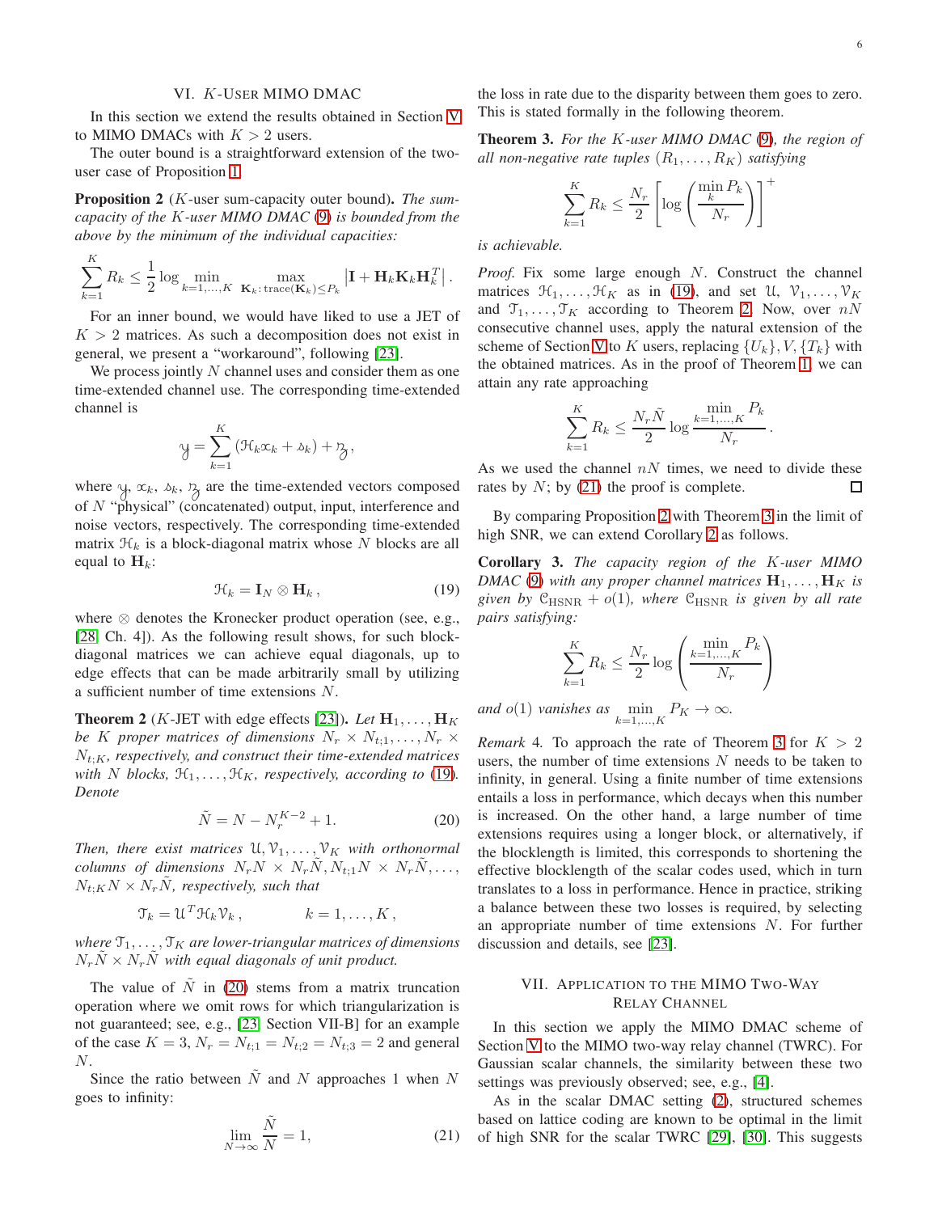## VI. $K$-User MIMO DMAC

In this section we extend the results obtained in Section V to MIMO DMACs with $K > 2$ users.

The outer bound is a straightforward extension of the two-user case of Proposition 1.

**Proposition 2** ($K$-user sum-capacity outer bound)**.** *The sum-capacity of the $K$-user MIMO DMAC (9) is bounded from the above by the minimum of the individual capacities:*

$$\sum_{k=1}^{K} R_k \leq \frac{1}{2} \log \min_{k=1,\ldots,K} \max_{\mathbf{K}_k : \operatorname{trace}(\mathbf{K}_k) \leq P_k} \left| \mathbf{I} + \mathbf{H}_k \mathbf{K}_k \mathbf{H}_k^T \right| .$$

For an inner bound, we would have liked to use a JET of $K > 2$ matrices. As such a decomposition does not exist in general, we present a "workaround", following [23].

We process jointly $N$ channel uses and consider them as one time-extended channel use. The corresponding time-extended channel is

$$\mathcal{y} = \sum_{k=1}^{K} \left( \mathcal{H}_k \mathcal{x}_k + \mathcal{s}_k \right) + \mathcal{z},$$

where $\mathcal{y}$, $\mathcal{x}_k$, $\mathcal{s}_k$, $\mathcal{z}$ are the time-extended vectors composed of $N$ "physical" (concatenated) output, input, interference and noise vectors, respectively. The corresponding time-extended matrix $\mathcal{H}_k$ is a block-diagonal matrix whose $N$ blocks are all equal to $\mathbf{H}_k$:

$$\mathcal{H}_k = \mathbf{I}_N \otimes \mathbf{H}_k \,, \tag{19}$$

where $\otimes$ denotes the Kronecker product operation (see, e.g., [28, Ch. 4]). As the following result shows, for such block-diagonal matrices we can achieve equal diagonals, up to edge effects that can be made arbitrarily small by utilizing a sufficient number of time extensions $N$.

**Theorem 2** ($K$-JET with edge effects [23])**.** *Let $\mathbf{H}_1, \ldots, \mathbf{H}_K$ be $K$ proper matrices of dimensions $N_r \times N_{t;1}, \ldots, N_r \times N_{t;K}$, respectively, and construct their time-extended matrices with $N$ blocks, $\mathcal{H}_1, \ldots, \mathcal{H}_K$, respectively, according to (19). Denote*

$$\tilde{N} = N - N_r^{K-2} + 1. \tag{20}$$

*Then, there exist matrices $\mathcal{U}, \mathcal{V}_1, \ldots, \mathcal{V}_K$ with orthonormal columns of dimensions $N_r N \times N_r \tilde{N}, N_{t;1} N \times N_r \tilde{N}, \ldots, N_{t;K} N \times N_r \tilde{N}$, respectively, such that*

$$\mathcal{T}_k = \mathcal{U}^T \mathcal{H}_k \mathcal{V}_k \,, \qquad k = 1, \ldots, K \,,$$

*where $\mathcal{T}_1, \ldots, \mathcal{T}_K$ are lower-triangular matrices of dimensions $N_r \tilde{N} \times N_r \tilde{N}$ with equal diagonals of unit product.*

The value of $\tilde{N}$ in (20) stems from a matrix truncation operation where we omit rows for which triangularization is not guaranteed; see, e.g., [23, Section VII-B] for an example of the case $K = 3$, $N_r = N_{t;1} = N_{t;2} = N_{t;3} = 2$ and general $N$.

Since the ratio between $\tilde{N}$ and $N$ approaches 1 when $N$ goes to infinity:

$$\lim_{N \to \infty} \frac{\tilde{N}}{N} = 1, \tag{21}$$

the loss in rate due to the disparity between them goes to zero. This is stated formally in the following theorem.

**Theorem 3.** *For the $K$-user MIMO DMAC (9), the region of all non-negative rate tuples $(R_1, \ldots, R_K)$ satisfying*

$$\sum_{k=1}^{K} R_k \leq \frac{N_r}{2} \left[ \log \left( \frac{\min_k P_k}{N_r} \right) \right]^+$$

*is achievable.*

*Proof.* Fix some large enough $N$. Construct the channel matrices $\mathcal{H}_1, \ldots, \mathcal{H}_K$ as in (19), and set $\mathcal{U}$, $\mathcal{V}_1, \ldots, \mathcal{V}_K$ and $\mathcal{T}_1, \ldots, \mathcal{T}_K$ according to Theorem 2. Now, over $nN$ consecutive channel uses, apply the natural extension of the scheme of Section V to $K$ users, replacing $\{U_k\}, V, \{T_k\}$ with the obtained matrices. As in the proof of Theorem 1, we can attain any rate approaching

$$\sum_{k=1}^{K} R_k \leq \frac{N_r \tilde{N}}{2} \log \frac{\min_{k=1,\ldots,K} P_k}{N_r} .$$

As we used the channel $nN$ times, we need to divide these rates by $N$; by (21) the proof is complete. $\square$

By comparing Proposition 2 with Theorem 3 in the limit of high SNR, we can extend Corollary 2 as follows.

**Corollary 3.** *The capacity region of the $K$-user MIMO DMAC (9) with any proper channel matrices $\mathbf{H}_1, \ldots, \mathbf{H}_K$ is given by $\mathcal{C}_{\text{HSNR}} + o(1)$, where $\mathcal{C}_{\text{HSNR}}$ is given by all rate pairs satisfying:*

$$\sum_{k=1}^{K} R_k \leq \frac{N_r}{2} \log \left( \frac{\min_{k=1,\ldots,K} P_k}{N_r} \right)$$

*and $o(1)$ vanishes as $\min_{k=1,\ldots,K} P_K \to \infty$.*

*Remark* 4. To approach the rate of Theorem 3 for $K > 2$ users, the number of time extensions $N$ needs to be taken to infinity, in general. Using a finite number of time extensions entails a loss in performance, which decays when this number is increased. On the other hand, a large number of time extensions requires using a longer block, or alternatively, if the blocklength is limited, this corresponds to shortening the effective blocklength of the scalar codes used, which in turn translates to a loss in performance. Hence in practice, striking a balance between these two losses is required, by selecting an appropriate number of time extensions $N$. For further discussion and details, see [23].

## VII. Application to the MIMO Two-Way Relay Channel

In this section we apply the MIMO DMAC scheme of Section V to the MIMO two-way relay channel (TWRC). For Gaussian scalar channels, the similarity between these two settings was previously observed; see, e.g., [4].

As in the scalar DMAC setting (2), structured schemes based on lattice coding are known to be optimal in the limit of high SNR for the scalar TWRC [29], [30]. This suggests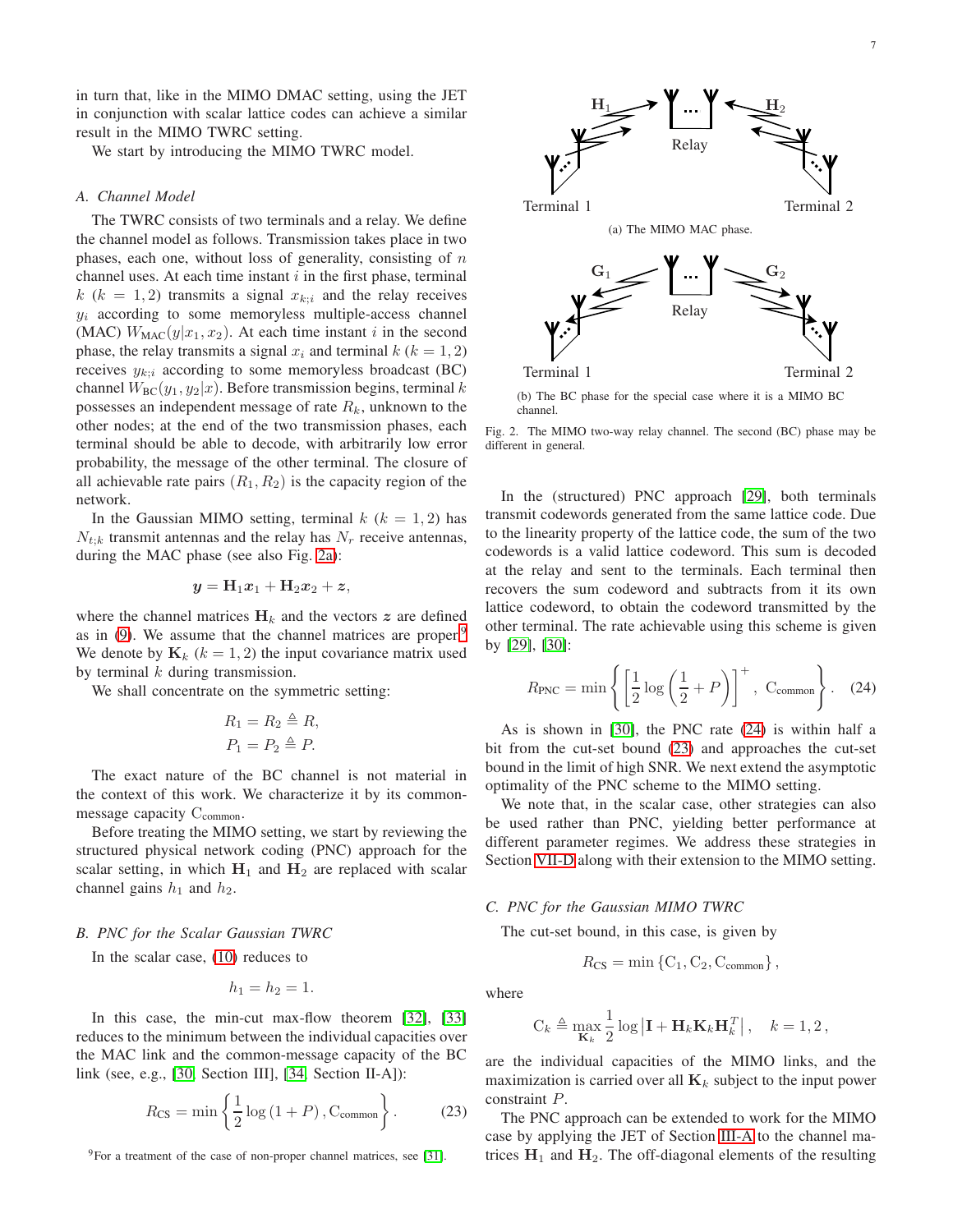in turn that, like in the MIMO DMAC setting, using the JET in conjunction with scalar lattice codes can achieve a similar result in the MIMO TWRC setting.

We start by introducing the MIMO TWRC model.

### A. Channel Model

The TWRC consists of two terminals and a relay. We define the channel model as follows. Transmission takes place in two phases, each one, without loss of generality, consisting of $n$ channel uses. At each time instant $i$ in the first phase, terminal $k$ ($k = 1, 2$) transmits a signal $x_{k;i}$ and the relay receives $y_i$ according to some memoryless multiple-access channel (MAC) $W_{\text{MAC}}(y|x_1, x_2)$. At each time instant $i$ in the second phase, the relay transmits a signal $x_i$ and terminal $k$ ($k = 1, 2$) receives $y_{k;i}$ according to some memoryless broadcast (BC) channel $W_{\text{BC}}(y_1, y_2|x)$. Before transmission begins, terminal $k$ possesses an independent message of rate $R_k$, unknown to the other nodes; at the end of the two transmission phases, each terminal should be able to decode, with arbitrarily low error probability, the message of the other terminal. The closure of all achievable rate pairs $(R_1, R_2)$ is the capacity region of the network.

In the Gaussian MIMO setting, terminal $k$ ($k = 1, 2$) has $N_{t;k}$ transmit antennas and the relay has $N_r$ receive antennas, during the MAC phase (see also Fig. 2a):

$$\boldsymbol{y} = \mathbf{H}_1 \boldsymbol{x}_1 + \mathbf{H}_2 \boldsymbol{x}_2 + \boldsymbol{z},$$

where the channel matrices $\mathbf{H}_k$ and the vectors $\boldsymbol{z}$ are defined as in (9). We assume that the channel matrices are proper[9] We denote by $\mathbf{K}_k$ ($k = 1, 2$) the input covariance matrix used by terminal $k$ during transmission.

We shall concentrate on the symmetric setting:

$$R_1 = R_2 \triangleq R,$$
$$P_1 = P_2 \triangleq P.$$

The exact nature of the BC channel is not material in the context of this work. We characterize it by its common-message capacity $\text{C}_{\text{common}}$.

Before treating the MIMO setting, we start by reviewing the structured physical network coding (PNC) approach for the scalar setting, in which $\mathbf{H}_1$ and $\mathbf{H}_2$ are replaced with scalar channel gains $h_1$ and $h_2$.

### B. PNC for the Scalar Gaussian TWRC

In the scalar case, (10) reduces to

$$h_1 = h_2 = 1.$$

In this case, the min-cut max-flow theorem [32], [33] reduces to the minimum between the individual capacities over the MAC link and the common-message capacity of the BC link (see, e.g., [30, Section III], [34, Section II-A]):

$$R_{\text{CS}} = \min\left\{ \frac{1}{2}\log(1 + P), \text{C}_{\text{common}} \right\}. \tag{23}$$

[9]For a treatment of the case of non-proper channel matrices, see [31].

Fig. 2. The MIMO two-way relay channel. The second (BC) phase may be different in general.

(a) The MIMO MAC phase.

(b) The BC phase for the special case where it is a MIMO BC channel.

In the (structured) PNC approach [29], both terminals transmit codewords generated from the same lattice code. Due to the linearity property of the lattice code, the sum of the two codewords is a valid lattice codeword. This sum is decoded at the relay and sent to the terminals. Each terminal then recovers the sum codeword and subtracts from it its own lattice codeword, to obtain the codeword transmitted by the other terminal. The rate achievable using this scheme is given by [29], [30]:

$$R_{\text{PNC}} = \min\left\{ \left[ \frac{1}{2}\log\left( \frac{1}{2} + P \right) \right]^+, \ \text{C}_{\text{common}} \right\}. \tag{24}$$

As is shown in [30], the PNC rate (24) is within half a bit from the cut-set bound (23) and approaches the cut-set bound in the limit of high SNR. We next extend the asymptotic optimality of the PNC scheme to the MIMO setting.

We note that, in the scalar case, other strategies can also be used rather than PNC, yielding better performance at different parameter regimes. We address these strategies in Section VII-D along with their extension to the MIMO setting.

### C. PNC for the Gaussian MIMO TWRC

The cut-set bound, in this case, is given by

$$R_{\text{CS}} = \min\left\{ \text{C}_1, \text{C}_2, \text{C}_{\text{common}} \right\},$$

where

$$\text{C}_k \triangleq \max_{\mathbf{K}_k} \frac{1}{2}\log\left| \mathbf{I} + \mathbf{H}_k \mathbf{K}_k \mathbf{H}_k^T \right|, \quad k = 1, 2,$$

are the individual capacities of the MIMO links, and the maximization is carried over all $\mathbf{K}_k$ subject to the input power constraint $P$.

The PNC approach can be extended to work for the MIMO case by applying the JET of Section III-A to the channel matrices $\mathbf{H}_1$ and $\mathbf{H}_2$. The off-diagonal elements of the resulting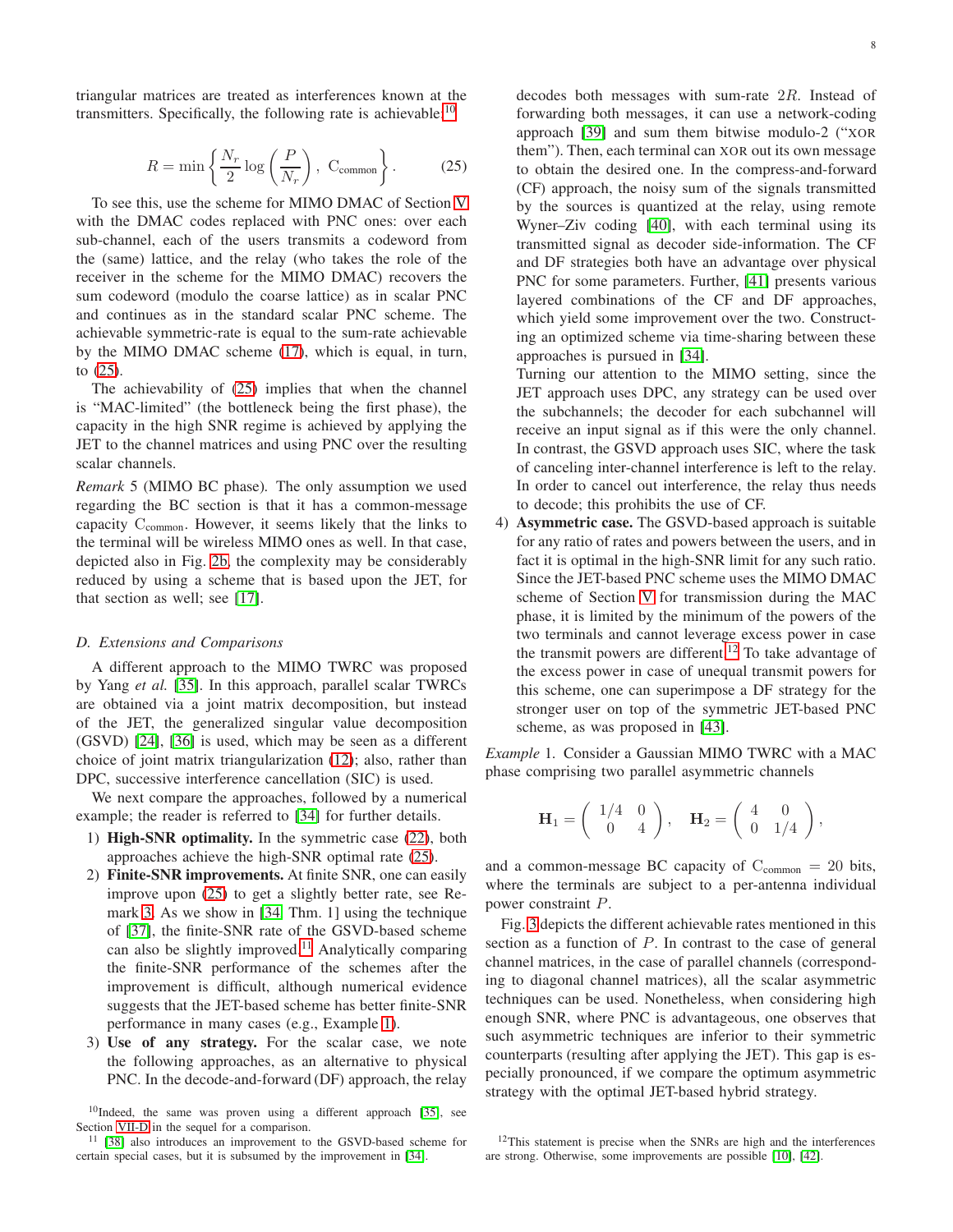triangular matrices are treated as interferences known at the transmitters. Specifically, the following rate is achievable:[10]

$$R = \min\left\{ \frac{N_r}{2}\log\left(\frac{P}{N_r}\right),\ \mathrm{C}_{\text{common}} \right\}. \tag{25}$$

To see this, use the scheme for MIMO DMAC of Section V with the DMAC codes replaced with PNC ones: over each sub-channel, each of the users transmits a codeword from the (same) lattice, and the relay (who takes the role of the receiver in the scheme for the MIMO DMAC) recovers the sum codeword (modulo the coarse lattice) as in scalar PNC and continues as in the standard scalar PNC scheme. The achievable symmetric-rate is equal to the sum-rate achievable by the MIMO DMAC scheme (17), which is equal, in turn, to (25).

The achievability of (25) implies that when the channel is "MAC-limited" (the bottleneck being the first phase), the capacity in the high SNR regime is achieved by applying the JET to the channel matrices and using PNC over the resulting scalar channels.

*Remark* 5 (MIMO BC phase). The only assumption we used regarding the BC section is that it has a common-message capacity $\mathrm{C}_{\text{common}}$. However, it seems likely that the links to the terminal will be wireless MIMO ones as well. In that case, depicted also in Fig. 2b, the complexity may be considerably reduced by using a scheme that is based upon the JET, for that section as well; see [17].

### D. Extensions and Comparisons

A different approach to the MIMO TWRC was proposed by Yang *et al.* [35]. In this approach, parallel scalar TWRCs are obtained via a joint matrix decomposition, but instead of the JET, the generalized singular value decomposition (GSVD) [24], [36] is used, which may be seen as a different choice of joint matrix triangularization (12); also, rather than DPC, successive interference cancellation (SIC) is used.

We next compare the approaches, followed by a numerical example; the reader is referred to [34] for further details.

1) **High-SNR optimality.** In the symmetric case (22), both approaches achieve the high-SNR optimal rate (25).
2) **Finite-SNR improvements.** At finite SNR, one can easily improve upon (25) to get a slightly better rate, see Remark 3. As we show in [34, Thm. 1] using the technique of [37], the finite-SNR rate of the GSVD-based scheme can also be slightly improved.[11] Analytically comparing the finite-SNR performance of the schemes after the improvement is difficult, although numerical evidence suggests that the JET-based scheme has better finite-SNR performance in many cases (e.g., Example 1).
3) **Use of any strategy.** For the scalar case, we note the following approaches, as an alternative to physical PNC. In the decode-and-forward (DF) approach, the relay decodes both messages with sum-rate $2R$. Instead of forwarding both messages, it can use a network-coding approach [39] and sum them bitwise modulo-2 ("XOR them"). Then, each terminal can XOR out its own message to obtain the desired one. In the compress-and-forward (CF) approach, the noisy sum of the signals transmitted by the sources is quantized at the relay, using remote Wyner–Ziv coding [40], with each terminal using its transmitted signal as decoder side-information. The CF and DF strategies both have an advantage over physical PNC for some parameters. Further, [41] presents various layered combinations of the CF and DF approaches, which yield some improvement over the two. Constructing an optimized scheme via time-sharing between these approaches is pursued in [34].
Turning our attention to the MIMO setting, since the JET approach uses DPC, any strategy can be used over the subchannels; the decoder for each subchannel will receive an input signal as if this were the only channel. In contrast, the GSVD approach uses SIC, where the task of canceling inter-channel interference is left to the relay. In order to cancel out interference, the relay thus needs to decode; this prohibits the use of CF.
4) **Asymmetric case.** The GSVD-based approach is suitable for any ratio of rates and powers between the users, and in fact it is optimal in the high-SNR limit for any such ratio. Since the JET-based PNC scheme uses the MIMO DMAC scheme of Section V for transmission during the MAC phase, it is limited by the minimum of the powers of the two terminals and cannot leverage excess power in case the transmit powers are different.[12] To take advantage of the excess power in case of unequal transmit powers for this scheme, one can superimpose a DF strategy for the stronger user on top of the symmetric JET-based PNC scheme, as was proposed in [43].

*Example* 1. Consider a Gaussian MIMO TWRC with a MAC phase comprising two parallel asymmetric channels

$$\mathbf{H}_1 = \begin{pmatrix} 1/4 & 0 \\ 0 & 4 \end{pmatrix}, \quad \mathbf{H}_2 = \begin{pmatrix} 4 & 0 \\ 0 & 1/4 \end{pmatrix},$$

and a common-message BC capacity of $\mathrm{C}_{\text{common}} = 20$ bits, where the terminals are subject to a per-antenna individual power constraint $P$.

Fig. 3 depicts the different achievable rates mentioned in this section as a function of $P$. In contrast to the case of general channel matrices, in the case of parallel channels (corresponding to diagonal channel matrices), all the scalar asymmetric techniques can be used. Nonetheless, when considering high enough SNR, where PNC is advantageous, one observes that such asymmetric techniques are inferior to their symmetric counterparts (resulting after applying the JET). This gap is especially pronounced, if we compare the optimum asymmetric strategy with the optimal JET-based hybrid strategy.

[10] Indeed, the same was proven using a different approach [35], see Section VII-D in the sequel for a comparison.

[11] [38] also introduces an improvement to the GSVD-based scheme for certain special cases, but it is subsumed by the improvement in [34].

[12] This statement is precise when the SNRs are high and the interferences are strong. Otherwise, some improvements are possible [10], [42].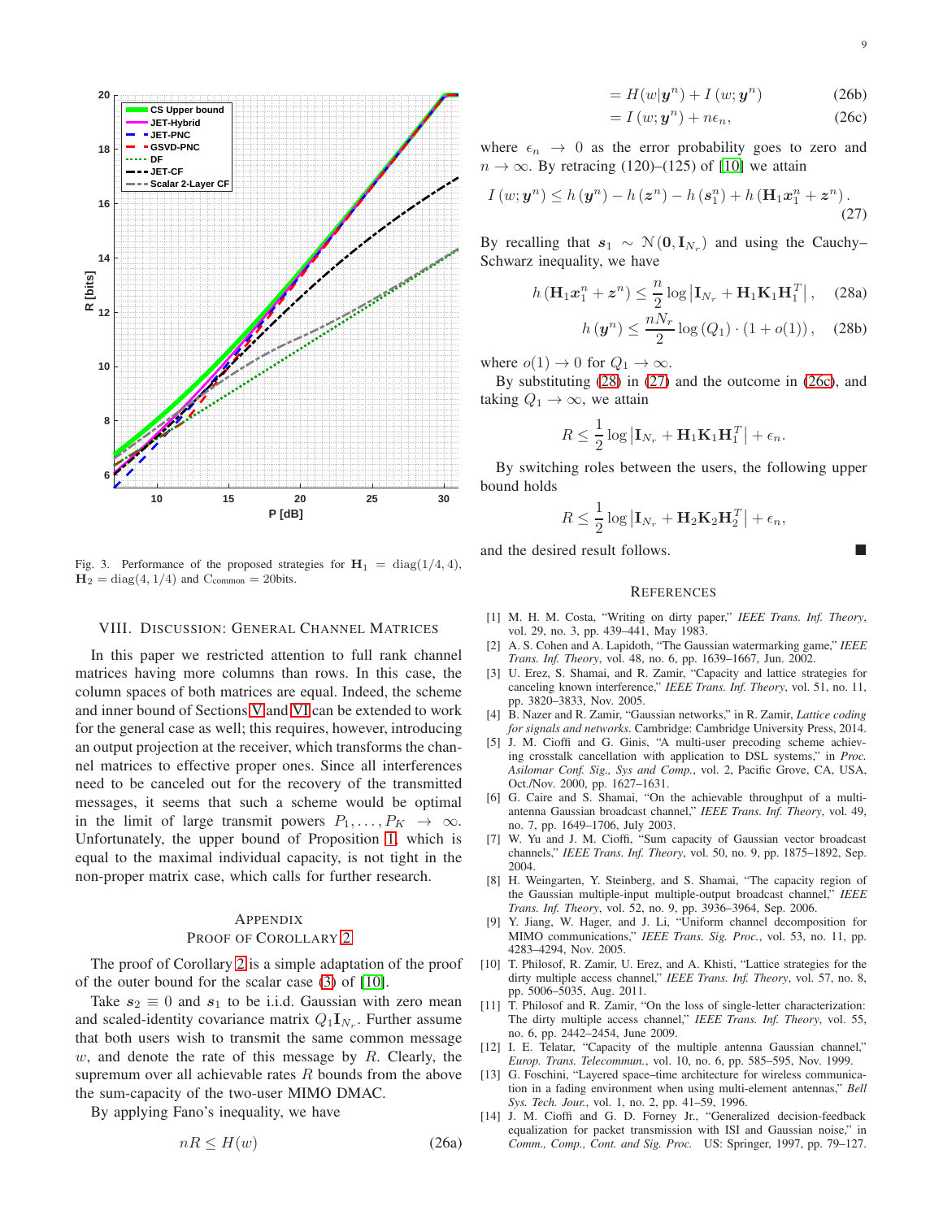Fig. 3. Performance of the proposed strategies for $\mathbf{H}_1 = \text{diag}(1/4, 4)$, $\mathbf{H}_2 = \text{diag}(4, 1/4)$ and $\text{C}_{\text{common}} = 20$bits.

## VIII. Discussion: General Channel Matrices

In this paper we restricted attention to full rank channel matrices having more columns than rows. In this case, the column spaces of both matrices are equal. Indeed, the scheme and inner bound of Sections V and VI can be extended to work for the general case as well; this requires, however, introducing an output projection at the receiver, which transforms the channel matrices to effective proper ones. Since all interferences need to be canceled out for the recovery of the transmitted messages, it seems that such a scheme would be optimal in the limit of large transmit powers $P_1, \ldots, P_K \to \infty$. Unfortunately, the upper bound of Proposition 1, which is equal to the maximal individual capacity, is not tight in the non-proper matrix case, which calls for further research.

## Appendix
### Proof of Corollary 2

The proof of Corollary 2 is a simple adaptation of the proof of the outer bound for the scalar case (3) of [10].

Take $\boldsymbol{s}_2 \equiv 0$ and $\boldsymbol{s}_1$ to be i.i.d. Gaussian with zero mean and scaled-identity covariance matrix $Q_1 \mathbf{I}_{N_r}$. Further assume that both users wish to transmit the same common message $w$, and denote the rate of this message by $R$. Clearly, the supremum over all achievable rates $R$ bounds from the above the sum-capacity of the two-user MIMO DMAC.

By applying Fano's inequality, we have

$$nR \leq H(w) \tag{26a}$$

$$= H(w|\boldsymbol{y}^n) + I(w;\boldsymbol{y}^n) \tag{26b}$$

$$= I(w;\boldsymbol{y}^n) + n\epsilon_n, \tag{26c}$$

where $\epsilon_n \to 0$ as the error probability goes to zero and $n \to \infty$. By retracing (120)–(125) of [10] we attain

$$I(w;\boldsymbol{y}^n) \leq h(\boldsymbol{y}^n) - h(\boldsymbol{z}^n) - h(\boldsymbol{s}_1^n) + h(\mathbf{H}_1\boldsymbol{x}_1^n + \boldsymbol{z}^n). \tag{27}$$

By recalling that $\boldsymbol{s}_1 \sim \mathcal{N}(\mathbf{0}, \mathbf{I}_{N_r})$ and using the Cauchy–Schwarz inequality, we have

$$h(\mathbf{H}_1\boldsymbol{x}_1^n + \boldsymbol{z}^n) \leq \frac{n}{2}\log\left|\mathbf{I}_{N_r} + \mathbf{H}_1\mathbf{K}_1\mathbf{H}_1^T\right|, \tag{28a}$$

$$h(\boldsymbol{y}^n) \leq \frac{nN_r}{2}\log(Q_1)\cdot(1+o(1)), \tag{28b}$$

where $o(1) \to 0$ for $Q_1 \to \infty$.

By substituting (28) in (27) and the outcome in (26c), and taking $Q_1 \to \infty$, we attain

$$R \leq \frac{1}{2}\log\left|\mathbf{I}_{N_r} + \mathbf{H}_1\mathbf{K}_1\mathbf{H}_1^T\right| + \epsilon_n.$$

By switching roles between the users, the following upper bound holds

$$R \leq \frac{1}{2}\log\left|\mathbf{I}_{N_r} + \mathbf{H}_2\mathbf{K}_2\mathbf{H}_2^T\right| + \epsilon_n,$$

and the desired result follows. ■

## References

[1] M. H. M. Costa, "Writing on dirty paper," *IEEE Trans. Inf. Theory*, vol. 29, no. 3, pp. 439–441, May 1983.

[2] A. S. Cohen and A. Lapidoth, "The Gaussian watermarking game," *IEEE Trans. Inf. Theory*, vol. 48, no. 6, pp. 1639–1667, Jun. 2002.

[3] U. Erez, S. Shamai, and R. Zamir, "Capacity and lattice strategies for canceling known interference," *IEEE Trans. Inf. Theory*, vol. 51, no. 11, pp. 3820–3833, Nov. 2005.

[4] B. Nazer and R. Zamir, "Gaussian networks," in R. Zamir, *Lattice coding for signals and networks*. Cambridge: Cambridge University Press, 2014.

[5] J. M. Cioffi and G. Ginis, "A multi-user precoding scheme achieving crosstalk cancellation with application to DSL systems," in *Proc. Asilomar Conf. Sig., Sys and Comp.*, vol. 2, Pacific Grove, CA, USA, Oct./Nov. 2000, pp. 1627–1631.

[6] G. Caire and S. Shamai, "On the achievable throughput of a multi-antenna Gaussian broadcast channel," *IEEE Trans. Inf. Theory*, vol. 49, no. 7, pp. 1649–1706, July 2003.

[7] W. Yu and J. M. Cioffi, "Sum capacity of Gaussian vector broadcast channels," *IEEE Trans. Inf. Theory*, vol. 50, no. 9, pp. 1875–1892, Sep. 2004.

[8] H. Weingarten, Y. Steinberg, and S. Shamai, "The capacity region of the Gaussian multiple-input multiple-output broadcast channel," *IEEE Trans. Inf. Theory*, vol. 52, no. 9, pp. 3936–3964, Sep. 2006.

[9] Y. Jiang, W. Hager, and J. Li, "Uniform channel decomposition for MIMO communications," *IEEE Trans. Sig. Proc.*, vol. 53, no. 11, pp. 4283–4294, Nov. 2005.

[10] T. Philosof, R. Zamir, U. Erez, and A. Khisti, "Lattice strategies for the dirty multiple access channel," *IEEE Trans. Inf. Theory*, vol. 57, no. 8, pp. 5006–5035, Aug. 2011.

[11] T. Philosof and R. Zamir, "On the loss of single-letter characterization: The dirty multiple access channel," *IEEE Trans. Inf. Theory*, vol. 55, no. 6, pp. 2442–2454, June 2009.

[12] I. E. Telatar, "Capacity of the multiple antenna Gaussian channel," *Europ. Trans. Telecommun.*, vol. 10, no. 6, pp. 585–595, Nov. 1999.

[13] G. Foschini, "Layered space–time architecture for wireless communication in a fading environment when using multi-element antennas," *Bell Sys. Tech. Jour.*, vol. 1, no. 2, pp. 41–59, 1996.

[14] J. M. Cioffi and G. D. Forney Jr., "Generalized decision-feedback equalization for packet transmission with ISI and Gaussian noise," in *Comm., Comp., Cont. and Sig. Proc.* US: Springer, 1997, pp. 79–127.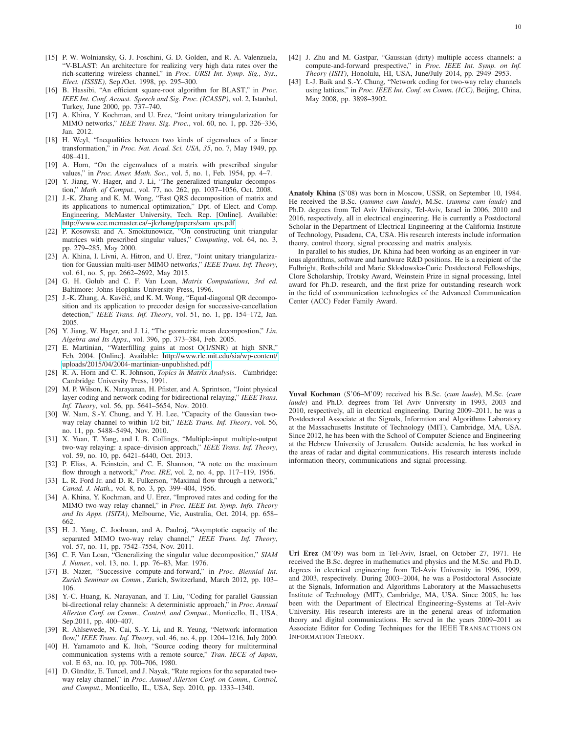[15] P. W. Wolniansky, G. J. Foschini, G. D. Golden, and R. A. Valenzuela, "V-BLAST: An architecture for realizing very high data rates over the rich-scattering wireless channel," in *Proc. URSI Int. Symp. Sig., Sys., Elect. (ISSSE)*, Sep./Oct. 1998, pp. 295–300.

[16] B. Hassibi, "An efficient square-root algorithm for BLAST," in *Proc. IEEE Int. Conf. Acoust. Speech and Sig. Proc. (ICASSP)*, vol. 2, Istanbul, Turkey, June 2000, pp. 737–740.

[17] A. Khina, Y. Kochman, and U. Erez, "Joint unitary triangularization for MIMO networks," *IEEE Trans. Sig. Proc.*, vol. 60, no. 1, pp. 326–336, Jan. 2012.

[18] H. Weyl, "Inequalities between two kinds of eigenvalues of a linear transformation," in *Proc. Nat. Acad. Sci. USA, 35*, no. 7, May 1949, pp. 408–411.

[19] A. Horn, "On the eigenvalues of a matrix with prescribed singular values," in *Proc. Amer. Math. Soc.*, vol. 5, no. 1, Feb. 1954, pp. 4–7.

[20] Y. Jiang, W. Hager, and J. Li, "The generalized triangular decompostion," *Math. of Comput.*, vol. 77, no. 262, pp. 1037–1056, Oct. 2008.

[21] J.-K. Zhang and K. M. Wong, "Fast QRS decomposition of matrix and its applications to numerical optimization," Dpt. of Elect. and Comp. Engineering, McMaster University, Tech. Rep. [Online]. Available: http://www.ece.mcmaster.ca/~jkzhang/papers/sam_qrs.pdf

[22] P. Kosowski and A. Smoktunowicz, "On constructing unit triangular matrices with prescribed singular values," *Computing*, vol. 64, no. 3, pp. 279–285, May 2000.

[23] A. Khina, I. Livni, A. Hitron, and U. Erez, "Joint unitary triangularization for Gaussian multi-user MIMO networks," *IEEE Trans. Inf. Theory*, vol. 61, no. 5, pp. 2662–2692, May 2015.

[24] G. H. Golub and C. F. Van Loan, *Matrix Computations, 3rd ed.* Baltimore: Johns Hopkins University Press, 1996.

[25] J.-K. Zhang, A. Kavčić, and K. M. Wong, "Equal-diagonal QR decomposition and its application to precoder design for successive-cancellation detection," *IEEE Trans. Inf. Theory*, vol. 51, no. 1, pp. 154–172, Jan. 2005.

[26] Y. Jiang, W. Hager, and J. Li, "The geometric mean decompostion," *Lin. Algebra and Its Apps.*, vol. 396, pp. 373–384, Feb. 2005.

[27] E. Martinian, "Waterfilling gains at most O(1/SNR) at high SNR," Feb. 2004. [Online]. Available: http://www.rle.mit.edu/sia/wp-content/uploads/2015/04/2004-martinian-unpublished.pdf

[28] R. A. Horn and C. R. Johnson, *Topics in Matrix Analysis*. Cambridge: Cambridge University Press, 1991.

[29] M. P. Wilson, K. Narayanan, H. Pfister, and A. Sprintson, "Joint physical layer coding and network coding for bidirectional relaying," *IEEE Trans. Inf. Theory*, vol. 56, pp. 5641–5654, Nov. 2010.

[30] W. Nam, S.-Y. Chung, and Y. H. Lee, "Capacity of the Gaussian two-way relay channel to within 1/2 bit," *IEEE Trans. Inf. Theory*, vol. 56, no. 11, pp. 5488–5494, Nov. 2010.

[31] X. Yuan, T. Yang, and I. B. Collings, "Multiple-input multiple-output two-way relaying: a space–division approach," *IEEE Trans. Inf. Theory*, vol. 59, no. 10, pp. 6421–6440, Oct. 2013.

[32] P. Elias, A. Feinstein, and C. E. Shannon, "A note on the maximum flow through a network," *Proc. IRE*, vol. 2, no. 4, pp. 117–119, 1956.

[33] L. R. Ford Jr. and D. R. Fulkerson, "Maximal flow through a network," *Canad. J. Math.*, vol. 8, no. 3, pp. 399–404, 1956.

[34] A. Khina, Y. Kochman, and U. Erez, "Improved rates and coding for the MIMO two-way relay channel," in *Proc. IEEE Int. Symp. Info. Theory and Its Apps. (ISITA)*, Melbourne, Vic, Australia, Oct. 2014, pp. 658–662.

[35] H. J. Yang, C. Joohwan, and A. Paulraj, "Asymptotic capacity of the separated MIMO two-way relay channel," *IEEE Trans. Inf. Theory*, vol. 57, no. 11, pp. 7542–7554, Nov. 2011.

[36] C. F. Van Loan, "Generalizing the singular value decomposition," *SIAM J. Numer.*, vol. 13, no. 1, pp. 76–83, Mar. 1976.

[37] B. Nazer, "Successive compute-and-forward," in *Proc. Biennial Int. Zurich Seminar on Comm.*, Zurich, Switzerland, March 2012, pp. 103–106.

[38] Y.-C. Huang, K. Narayanan, and T. Liu, "Coding for parallel Gaussian bi-directional relay channels: A deterministic approach," in *Proc. Annual Allerton Conf. on Comm., Control, and Comput.*, Monticello, IL, USA, Sep.2011, pp. 400–407.

[39] R. Ahlswede, N. Cai, S.-Y. Li, and R. Yeung, "Network information flow," *IEEE Trans. Inf. Theory*, vol. 46, no. 4, pp. 1204–1216, July 2000.

[40] H. Yamamoto and K. Itoh, "Source coding theory for multiterminal communication systems with a remote source," *Tran. IECE of Japan*, vol. E 63, no. 10, pp. 700–706, 1980.

[41] D. Gündüz, E. Tuncel, and J. Nayak, "Rate regions for the separated two-way relay channel," in *Proc. Annual Allerton Conf. on Comm., Control, and Comput.*, Monticello, IL, USA, Sep. 2010, pp. 1333–1340.

[42] J. Zhu and M. Gastpar, "Gaussian (dirty) multiple access channels: a compute-and-forward perspective," in *Proc. IEEE Int. Symp. on Inf. Theory (ISIT)*, Honolulu, HI, USA, June/July 2014, pp. 2949–2953.

[43] I.-J. Baik and S.-Y. Chung, "Network coding for two-way relay channels using lattices," in *Proc. IEEE Int. Conf. on Comm. (ICC)*, Beijing, China, May 2008, pp. 3898–3902.

**Anatoly Khina** (S'08) was born in Moscow, USSR, on September 10, 1984. He received the B.Sc. (*summa cum laude*), M.Sc. (*summa cum laude*) and Ph.D. degrees from Tel Aviv University, Tel-Aviv, Israel in 2006, 2010 and 2016, respectively, all in electrical engineering. He is currently a Postdoctoral Scholar in the Department of Electrical Engineering at the California Institute of Technology, Pasadena, CA, USA. His research interests include information theory, control theory, signal processing and matrix analysis.

In parallel to his studies, Dr. Khina had been working as an engineer in various algorithms, software and hardware R&D positions. He is a recipient of the Fulbright, Rothschild and Marie Skłodowska-Curie Postdoctoral Fellowships, Clore Scholarship, Trotsky Award, Weinstein Prize in signal processing, Intel award for Ph.D. research, and the first prize for outstanding research work in the field of communication technologies of the Advanced Communication Center (ACC) Feder Family Award.

**Yuval Kochman** (S'06–M'09) received his B.Sc. (*cum laude*), M.Sc. (*cum laude*) and Ph.D. degrees from Tel Aviv University in 1993, 2003 and 2010, respectively, all in electrical engineering. During 2009–2011, he was a Postdoctoral Associate at the Signals, Informtion and Algorithms Laboratory at the Massachusetts Institute of Technology (MIT), Cambridge, MA, USA. Since 2012, he has been with the School of Computer Science and Engineering at the Hebrew University of Jerusalem. Outside academia, he has worked in the areas of radar and digital communications. His research interests include information theory, communications and signal processing.

**Uri Erez** (M'09) was born in Tel-Aviv, Israel, on October 27, 1971. He received the B.Sc. degree in mathematics and physics and the M.Sc. and Ph.D. degrees in electrical engineering from Tel-Aviv University in 1996, 1999, and 2003, respectively. During 2003–2004, he was a Postdoctoral Associate at the Signals, Information and Algorithms Laboratory at the Massachusetts Institute of Technology (MIT), Cambridge, MA, USA. Since 2005, he has been with the Department of Electrical Engineering–Systems at Tel-Aviv University. His research interests are in the general areas of information theory and digital communications. He served in the years 2009–2011 as Associate Editor for Coding Techniques for the IEEE TRANSACTIONS ON INFORMATION THEORY.